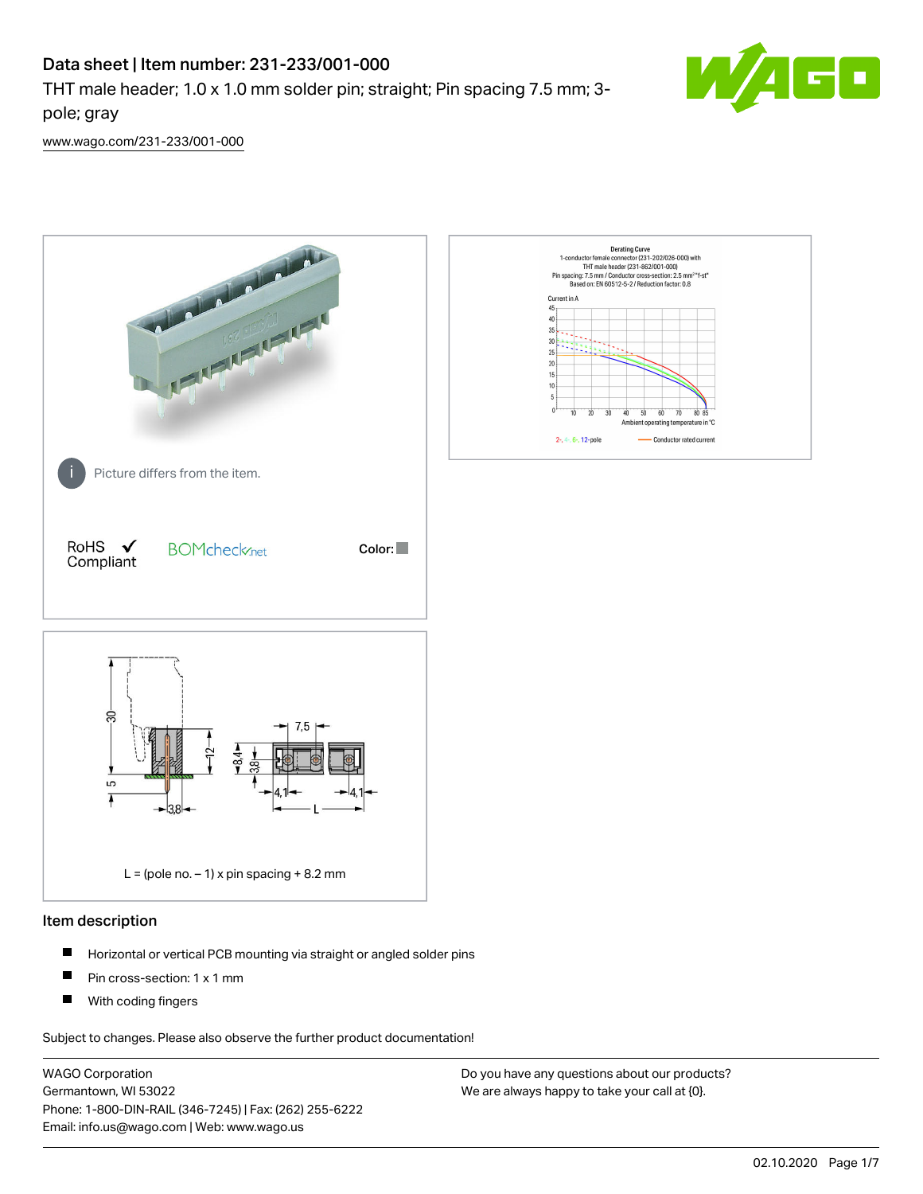# Data sheet | Item number: 231-233/001-000

THT male header; 1.0 x 1.0 mm solder pin; straight; Pin spacing 7.5 mm; 3-pole; gray

www.wago.com/231-233/001-000

Picture differs from the item.

RoHS ✓ Compliant

BOMcheck.net

Color:

L = (pole no. – 1) x pin spacing + 8.2 mm

## Item description

- Horizontal or vertical PCB mounting via straight or angled solder pins
- Pin cross-section: 1 x 1 mm
- With coding fingers

Subject to changes. Please also observe the further product documentation!

WAGO Corporation
Germantown, WI 53022
Phone: 1-800-DIN-RAIL (346-7245) | Fax: (262) 255-6222
Email: info.us@wago.com | Web: www.wago.us

Do you have any questions about our products?
We are always happy to take your call at {0}.

02.10.2020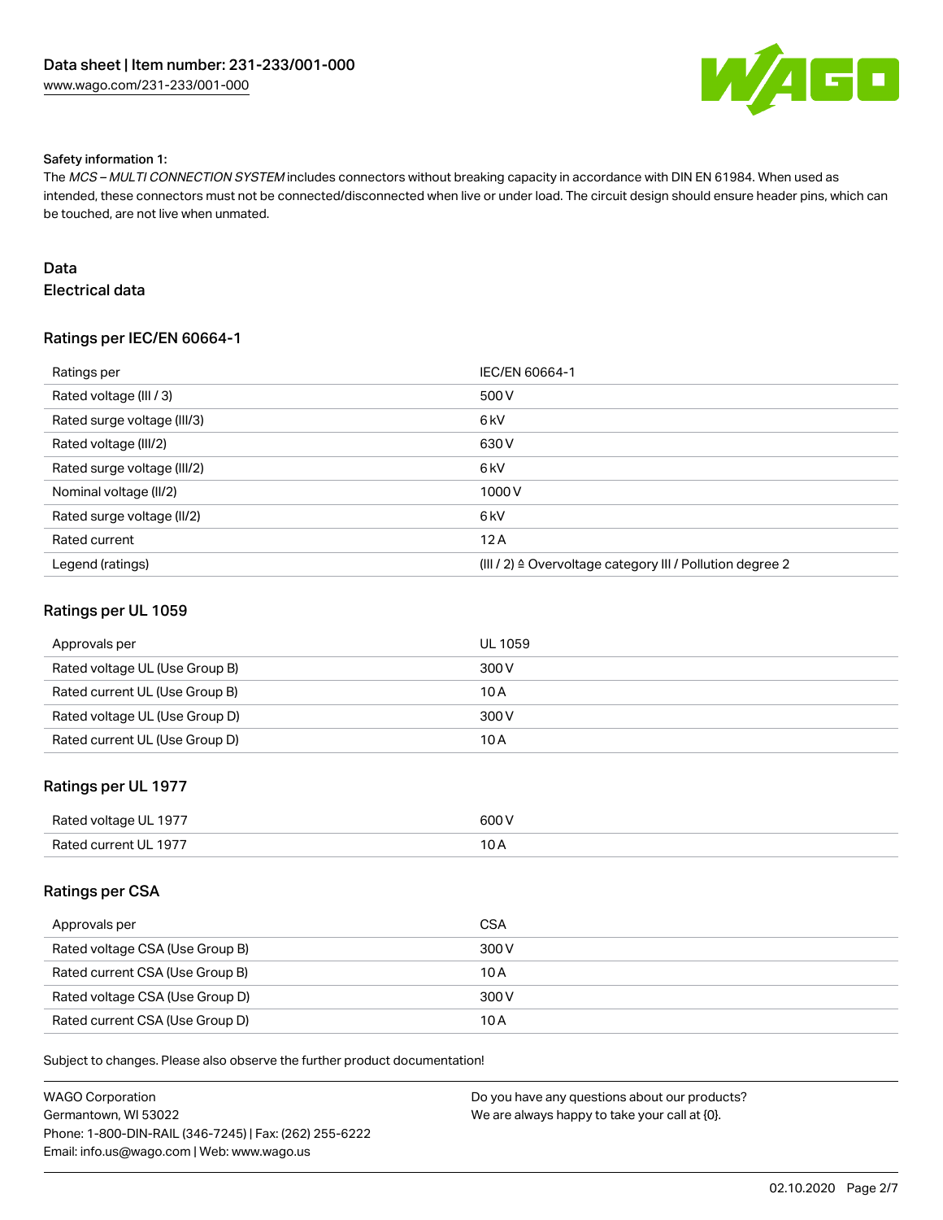#### Safety information 1:

The *MCS – MULTI CONNECTION SYSTEM* includes connectors without breaking capacity in accordance with DIN EN 61984. When used as intended, these connectors must not be connected/disconnected when live or under load. The circuit design should ensure header pins, which can be touched, are not live when unmated.

## Data

### Electrical data

#### Ratings per IEC/EN 60664-1

| Ratings per | IEC/EN 60664-1 |
| --- | --- |
| Rated voltage (III / 3) | 500 V |
| Rated surge voltage (III/3) | 6 kV |
| Rated voltage (III/2) | 630 V |
| Rated surge voltage (III/2) | 6 kV |
| Nominal voltage (II/2) | 1000 V |
| Rated surge voltage (II/2) | 6 kV |
| Rated current | 12 A |
| Legend (ratings) | (III / 2) ≙ Overvoltage category III / Pollution degree 2 |

#### Ratings per UL 1059

| Approvals per | UL 1059 |
| --- | --- |
| Rated voltage UL (Use Group B) | 300 V |
| Rated current UL (Use Group B) | 10 A |
| Rated voltage UL (Use Group D) | 300 V |
| Rated current UL (Use Group D) | 10 A |

#### Ratings per UL 1977

| Rated voltage UL 1977 | 600 V |
| --- | --- |
| Rated current UL 1977 | 10 A |

#### Ratings per CSA

| Approvals per | CSA |
| --- | --- |
| Rated voltage CSA (Use Group B) | 300 V |
| Rated current CSA (Use Group B) | 10 A |
| Rated voltage CSA (Use Group D) | 300 V |
| Rated current CSA (Use Group D) | 10 A |

Subject to changes. Please also observe the further product documentation!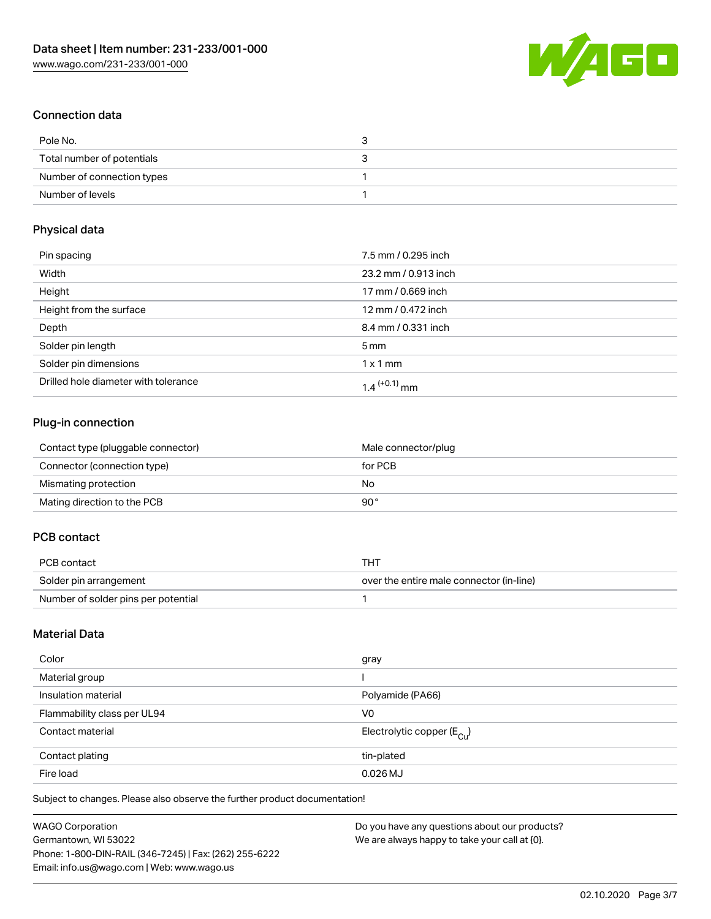## Connection data

| | |
|---|---|
| Pole No. | 3 |
| Total number of potentials | 3 |
| Number of connection types | 1 |
| Number of levels | 1 |

## Physical data

| | |
|---|---|
| Pin spacing | 7.5 mm / 0.295 inch |
| Width | 23.2 mm / 0.913 inch |
| Height | 17 mm / 0.669 inch |
| Height from the surface | 12 mm / 0.472 inch |
| Depth | 8.4 mm / 0.331 inch |
| Solder pin length | 5 mm |
| Solder pin dimensions | 1 x 1 mm |
| Drilled hole diameter with tolerance | $1.4^{(+0.1)}$ mm |

## Plug-in connection

| | |
|---|---|
| Contact type (pluggable connector) | Male connector/plug |
| Connector (connection type) | for PCB |
| Mismating protection | No |
| Mating direction to the PCB | 90 ° |

## PCB contact

| | |
|---|---|
| PCB contact | THT |
| Solder pin arrangement | over the entire male connector (in-line) |
| Number of solder pins per potential | 1 |

## Material Data

| | |
|---|---|
| Color | gray |
| Material group | I |
| Insulation material | Polyamide (PA66) |
| Flammability class per UL94 | V0 |
| Contact material | Electrolytic copper ($E_{Cu}$) |
| Contact plating | tin-plated |
| Fire load | 0.026 MJ |

Subject to changes. Please also observe the further product documentation!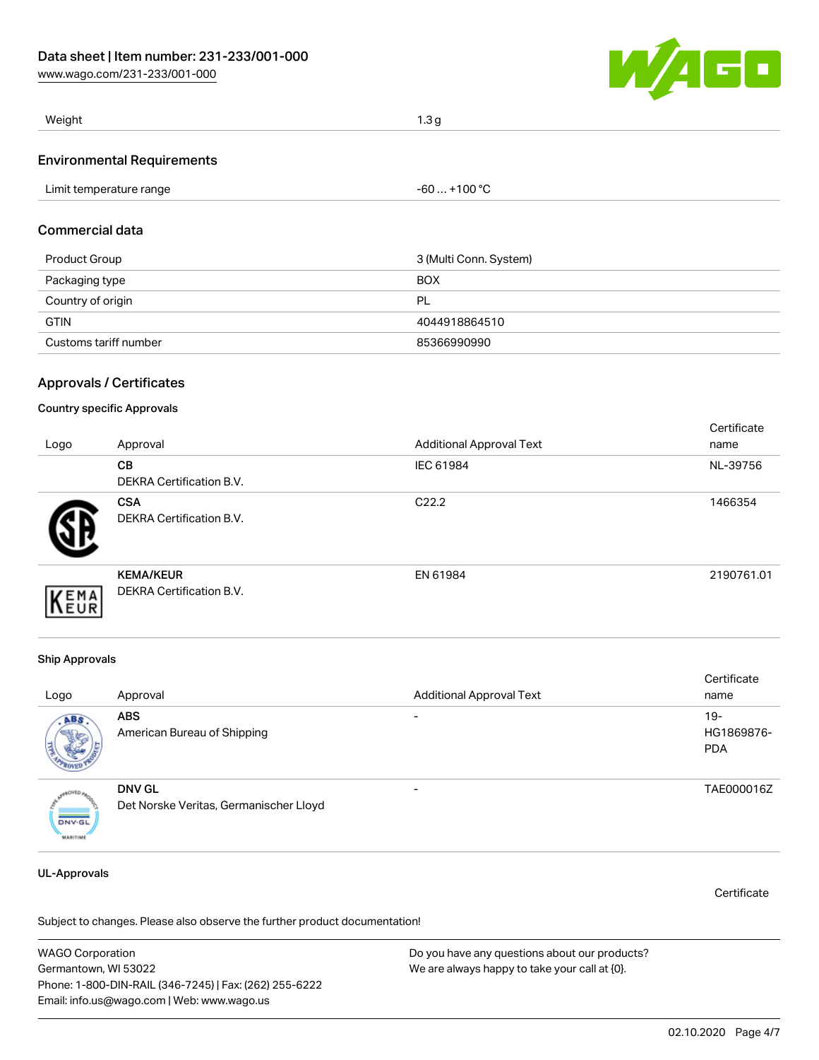| Weight | 1.3 g |
| --- | --- |

## Environmental Requirements

| Limit temperature range | -60 … +100 °C |
| --- | --- |

## Commercial data

| Product Group | 3 (Multi Conn. System) |
| --- | --- |
| Packaging type | BOX |
| Country of origin | PL |
| GTIN | 4044918864510 |
| Customs tariff number | 85366990990 |

## Approvals / Certificates

### Country specific Approvals

| Logo | Approval | Additional Approval Text | Certificate name |
| --- | --- | --- | --- |
| | **CB** DEKRA Certification B.V. | IEC 61984 | NL-39756 |
| | **CSA** DEKRA Certification B.V. | C22.2 | 1466354 |
| | **KEMA/KEUR** DEKRA Certification B.V. | EN 61984 | 2190761.01 |

### Ship Approvals

| Logo | Approval | Additional Approval Text | Certificate name |
| --- | --- | --- | --- |
| | **ABS** American Bureau of Shipping | - | 19-HG1869876-PDA |
| | **DNV GL** Det Norske Veritas, Germanischer Lloyd | - | TAE000016Z |

### UL-Approvals

Certificate

Subject to changes. Please also observe the further product documentation!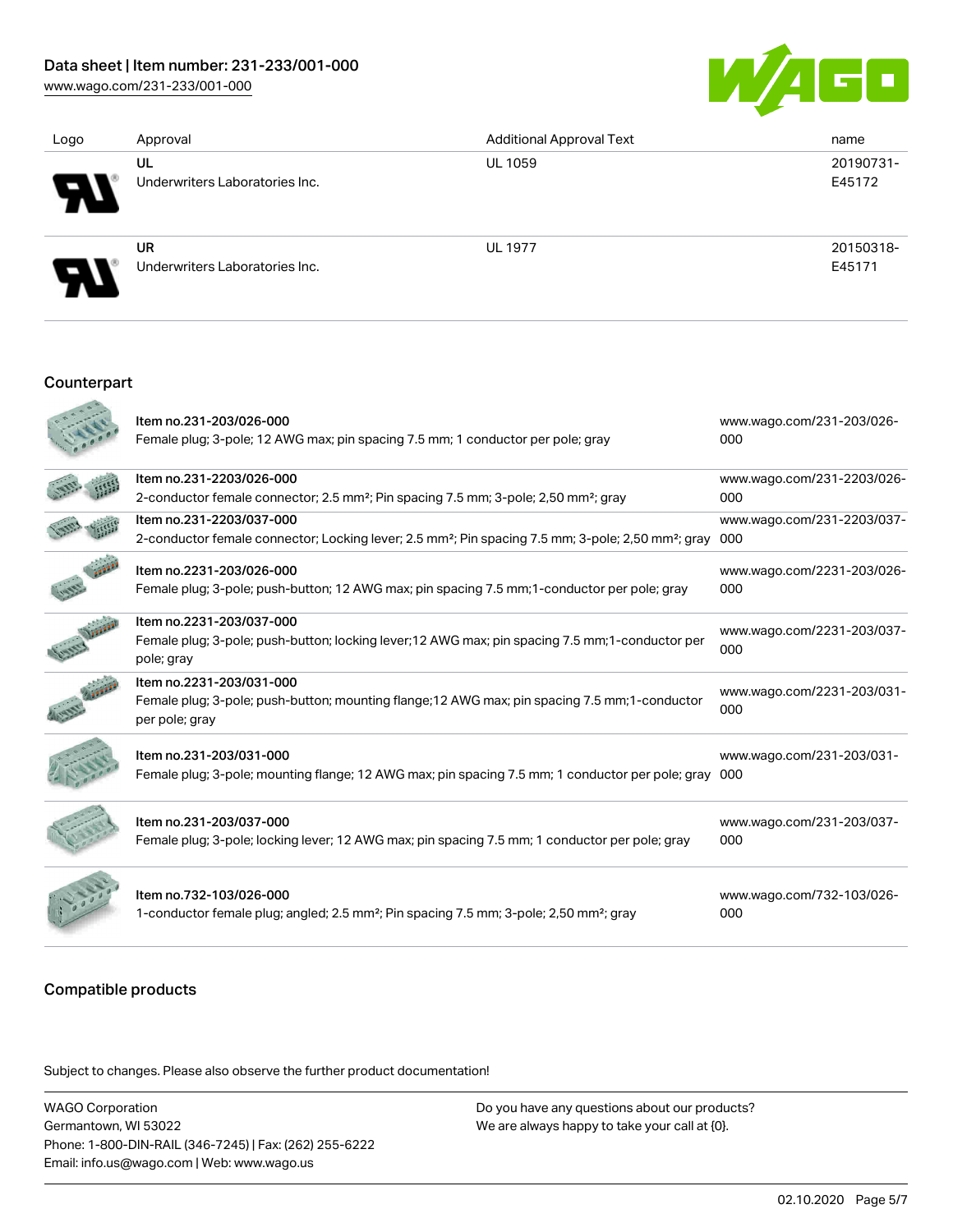| Logo | Approval | Additional Approval Text | name |
|---|---|---|---|
| | UL<br>Underwriters Laboratories Inc. | UL 1059 | 20190731-E45172 |
| | UR<br>Underwriters Laboratories Inc. | UL 1977 | 20150318-E45171 |

## Counterpart

| | | |
|---|---|---|
| | Item no.231-203/026-000<br>Female plug; 3-pole; 12 AWG max; pin spacing 7.5 mm; 1 conductor per pole; gray | www.wago.com/231-203/026-000 |
| | Item no.231-2203/026-000<br>2-conductor female connector; 2.5 mm²; Pin spacing 7.5 mm; 3-pole; 2,50 mm²; gray | www.wago.com/231-2203/026-000 |
| | Item no.231-2203/037-000<br>2-conductor female connector; Locking lever; 2.5 mm²; Pin spacing 7.5 mm; 3-pole; 2,50 mm²; gray | www.wago.com/231-2203/037-000 |
| | Item no.2231-203/026-000<br>Female plug; 3-pole; push-button; 12 AWG max; pin spacing 7.5 mm;1-conductor per pole; gray | www.wago.com/2231-203/026-000 |
| | Item no.2231-203/037-000<br>Female plug; 3-pole; push-button; locking lever;12 AWG max; pin spacing 7.5 mm;1-conductor per pole; gray | www.wago.com/2231-203/037-000 |
| | Item no.2231-203/031-000<br>Female plug; 3-pole; push-button; mounting flange;12 AWG max; pin spacing 7.5 mm;1-conductor per pole; gray | www.wago.com/2231-203/031-000 |
| | Item no.231-203/031-000<br>Female plug; 3-pole; mounting flange; 12 AWG max; pin spacing 7.5 mm; 1 conductor per pole; gray | www.wago.com/231-203/031-000 |
| | Item no.231-203/037-000<br>Female plug; 3-pole; locking lever; 12 AWG max; pin spacing 7.5 mm; 1 conductor per pole; gray | www.wago.com/231-203/037-000 |
| | Item no.732-103/026-000<br>1-conductor female plug; angled; 2.5 mm²; Pin spacing 7.5 mm; 3-pole; 2,50 mm²; gray | www.wago.com/732-103/026-000 |

## Compatible products

Subject to changes. Please also observe the further product documentation!

WAGO Corporation
Germantown, WI 53022
Phone: 1-800-DIN-RAIL (346-7245) | Fax: (262) 255-6222
Email: info.us@wago.com | Web: www.wago.us

Do you have any questions about our products?
We are always happy to take your call at {0}.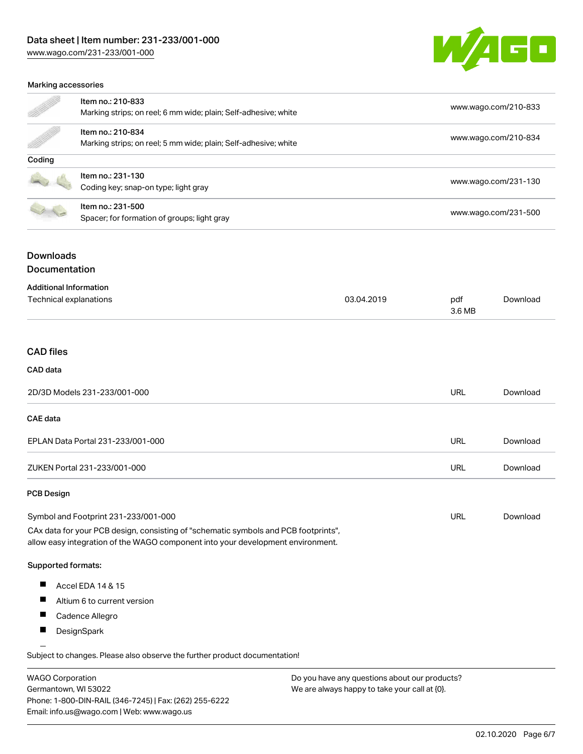#### Marking accessories

| | | |
|---|---|---|
| | Item no.: 210-833<br>Marking strips; on reel; 6 mm wide; plain; Self-adhesive; white | www.wago.com/210-833 |
| | Item no.: 210-834<br>Marking strips; on reel; 5 mm wide; plain; Self-adhesive; white | www.wago.com/210-834 |

#### Coding

| | | |
|---|---|---|
| | Item no.: 231-130<br>Coding key; snap-on type; light gray | www.wago.com/231-130 |
| | Item no.: 231-500<br>Spacer; for formation of groups; light gray | www.wago.com/231-500 |

## Downloads

### Documentation

#### Additional Information

| | | | |
|---|---|---|---|
| Technical explanations | 03.04.2019 | pdf<br>3.6 MB | Download |

### CAD files

#### CAD data

| | | |
|---|---|---|
| 2D/3D Models 231-233/001-000 | URL | Download |

#### CAE data

| | | |
|---|---|---|
| EPLAN Data Portal 231-233/001-000 | URL | Download |
| ZUKEN Portal 231-233/001-000 | URL | Download |

#### PCB Design

| | | |
|---|---|---|
| Symbol and Footprint 231-233/001-000 | URL | Download |

CAx data for your PCB design, consisting of "schematic symbols and PCB footprints", allow easy integration of the WAGO component into your development environment.

Supported formats:

- Accel EDA 14 & 15
- Altium 6 to current version
- Cadence Allegro
- DesignSpark

Subject to changes. Please also observe the further product documentation!

WAGO Corporation
Germantown, WI 53022
Phone: 1-800-DIN-RAIL (346-7245) | Fax: (262) 255-6222
Email: info.us@wago.com | Web: www.wago.us

Do you have any questions about our products?
We are always happy to take your call at {0}.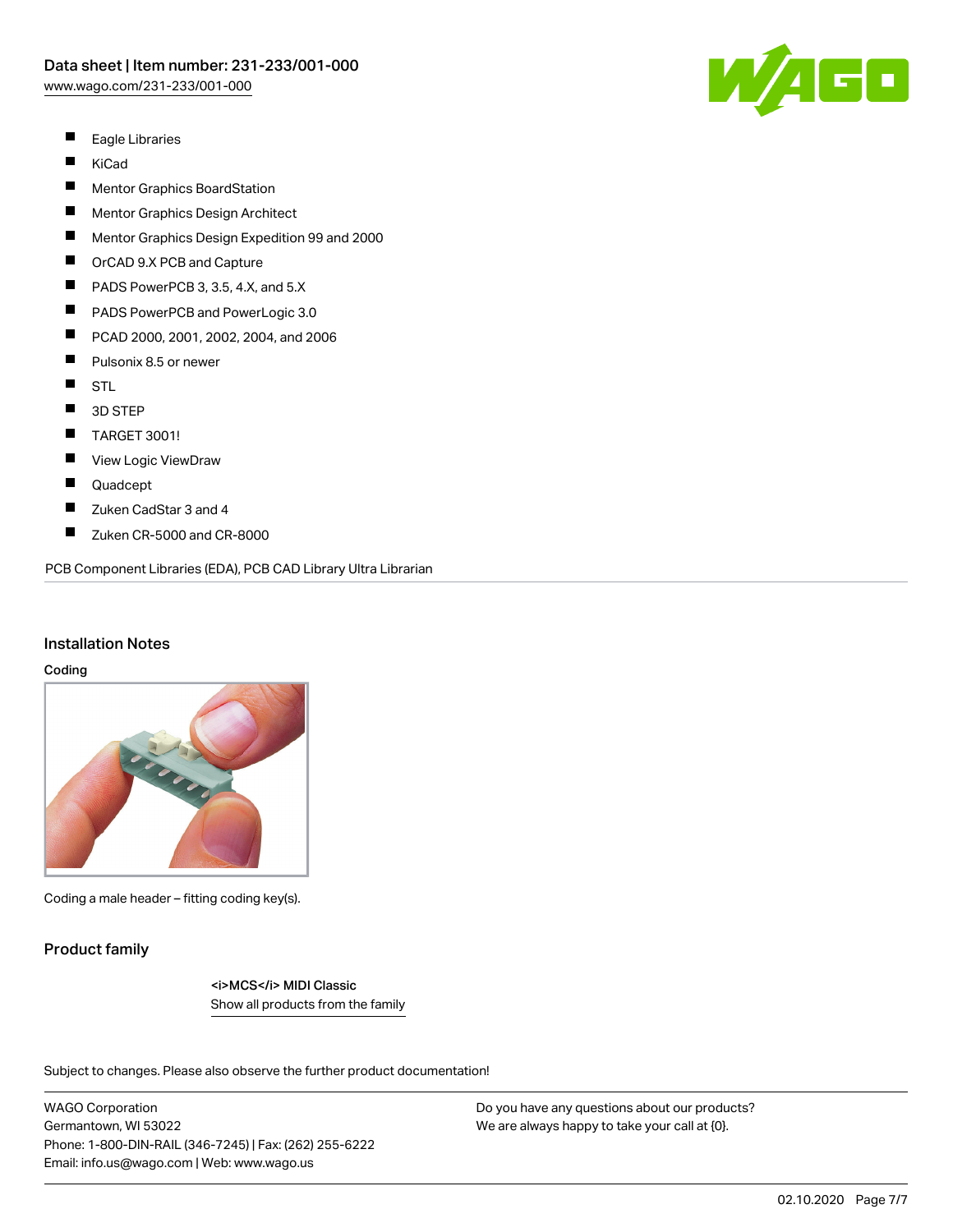- Eagle Libraries
- KiCad
- Mentor Graphics BoardStation
- Mentor Graphics Design Architect
- Mentor Graphics Design Expedition 99 and 2000
- OrCAD 9.X PCB and Capture
- PADS PowerPCB 3, 3.5, 4.X, and 5.X
- PADS PowerPCB and PowerLogic 3.0
- PCAD 2000, 2001, 2002, 2004, and 2006
- Pulsonix 8.5 or newer
- STL
- 3D STEP
- TARGET 3001!
- View Logic ViewDraw
- Quadcept
- Zuken CadStar 3 and 4
- Zuken CR-5000 and CR-8000

PCB Component Libraries (EDA), PCB CAD Library Ultra Librarian

## Installation Notes

### Coding

Coding a male header – fitting coding key(s).

## Product family

<i>MCS</i> MIDI Classic
Show all products from the family

Subject to changes. Please also observe the further product documentation!

WAGO Corporation
Germantown, WI 53022
Phone: 1-800-DIN-RAIL (346-7245) | Fax: (262) 255-6222
Email: info.us@wago.com | Web: www.wago.us

Do you have any questions about our products?
We are always happy to take your call at {0}.